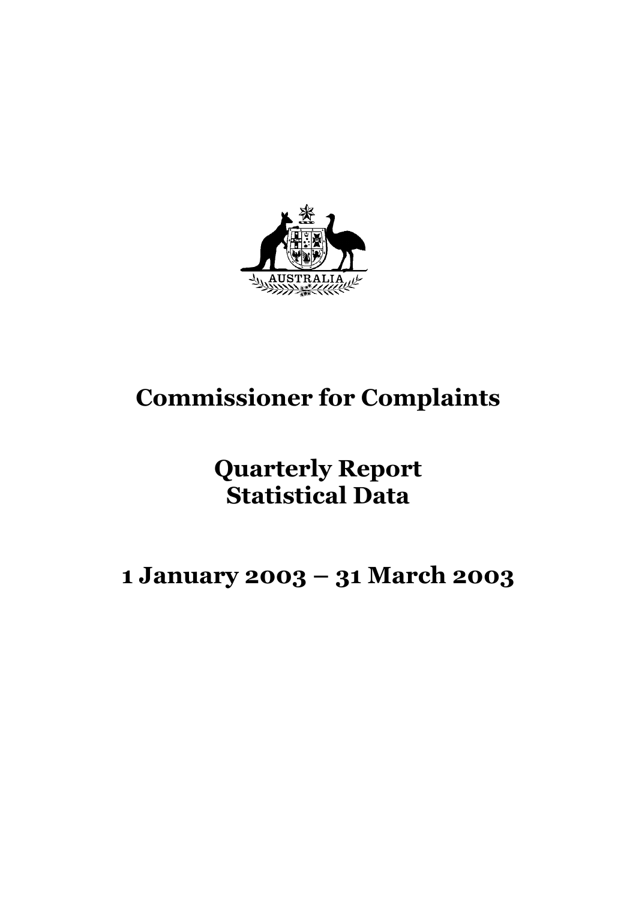AUSTRALIA

# Commissioner for Complaints

## Quarterly Report
## Statistical Data

## 1 January 2003 – 31 March 2003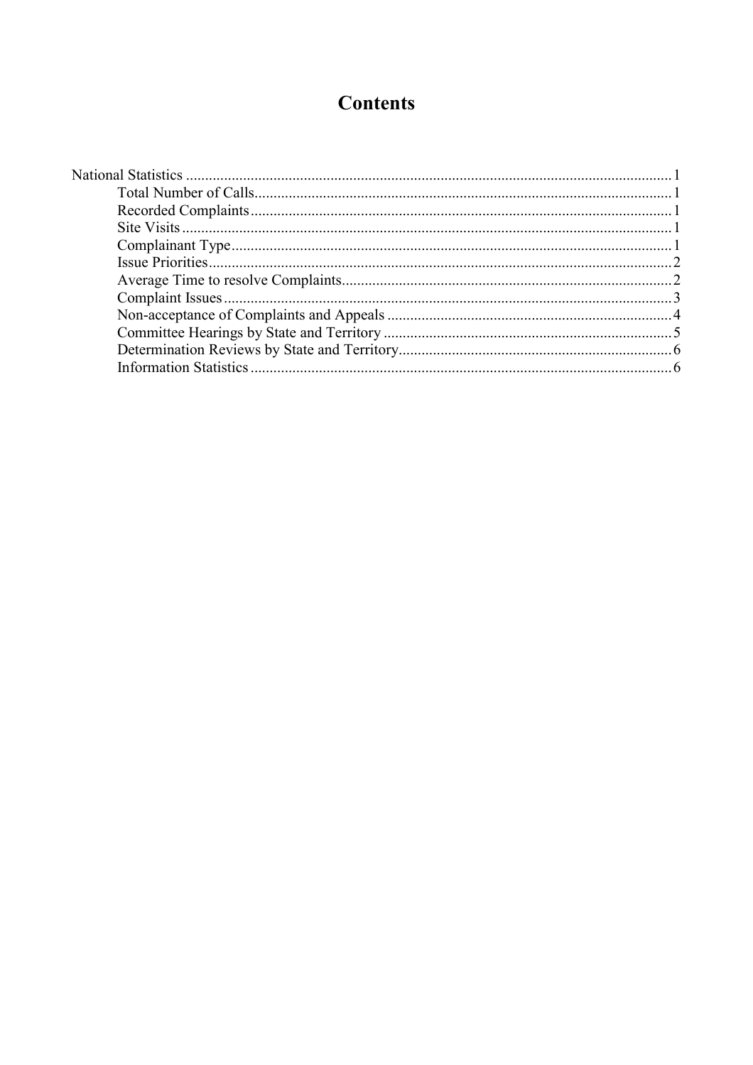# Contents

National Statistics ........................................................................................................................ 1

- Total Number of Calls.............................................................................................................. 1
- Recorded Complaints............................................................................................................... 1
- Site Visits................................................................................................................................. 1
- Complainant Type.................................................................................................................... 1
- Issue Priorities......................................................................................................................... 2
- Average Time to resolve Complaints....................................................................................... 2
- Complaint Issues...................................................................................................................... 3
- Non-acceptance of Complaints and Appeals........................................................................... 4
- Committee Hearings by State and Territory............................................................................ 5
- Determination Reviews by State and Territory........................................................................ 6
- Information Statistics............................................................................................................... 6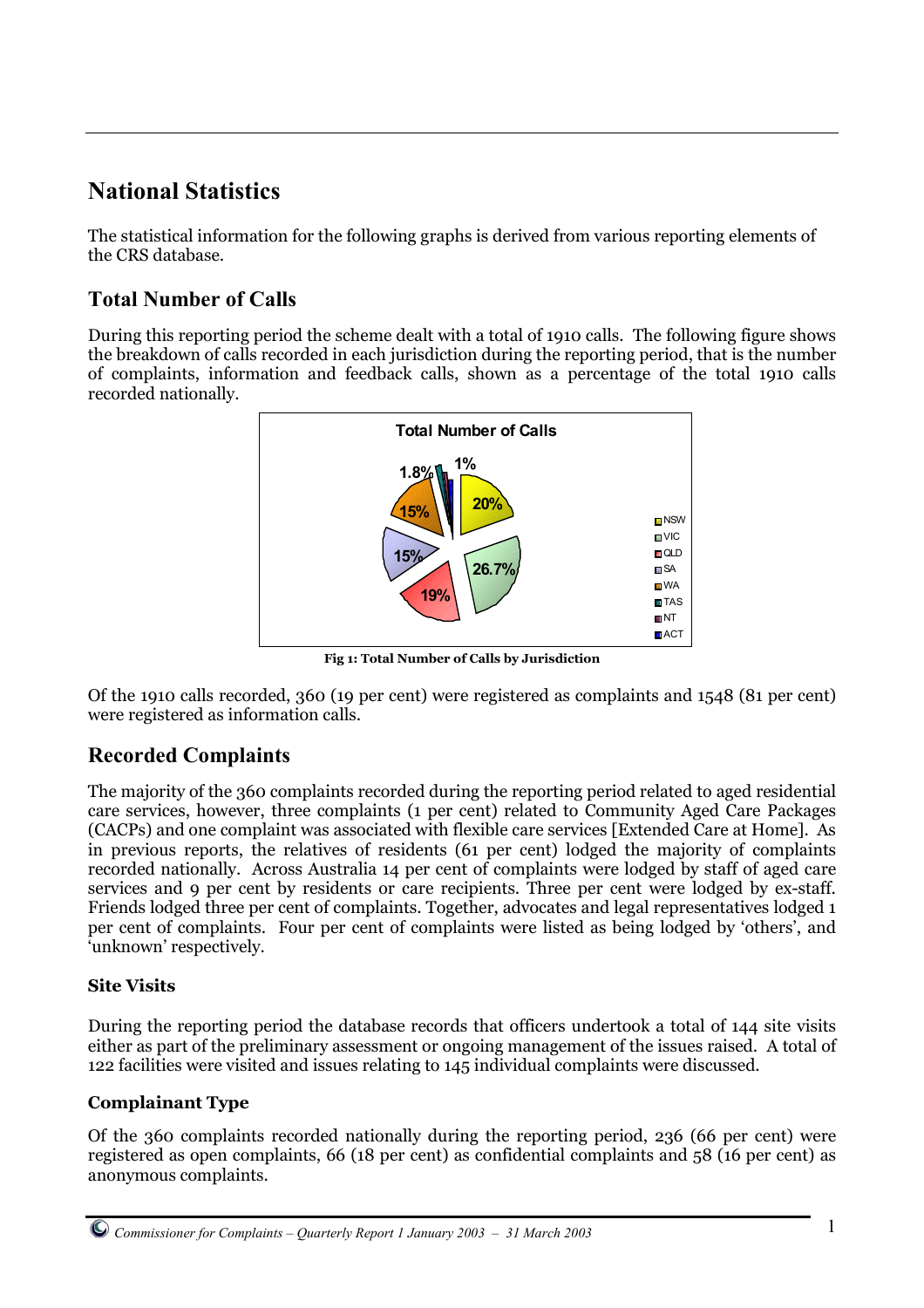## National Statistics

The statistical information for the following graphs is derived from various reporting elements of the CRS database.

### Total Number of Calls

During this reporting period the scheme dealt with a total of 1910 calls. The following figure shows the breakdown of calls recorded in each jurisdiction during the reporting period, that is the number of complaints, information and feedback calls, shown as a percentage of the total 1910 calls recorded nationally.

**Fig 1: Total Number of Calls by Jurisdiction**

Of the 1910 calls recorded, 360 (19 per cent) were registered as complaints and 1548 (81 per cent) were registered as information calls.

### Recorded Complaints

The majority of the 360 complaints recorded during the reporting period related to aged residential care services, however, three complaints (1 per cent) related to Community Aged Care Packages (CACPs) and one complaint was associated with flexible care services [Extended Care at Home]. As in previous reports, the relatives of residents (61 per cent) lodged the majority of complaints recorded nationally. Across Australia 14 per cent of complaints were lodged by staff of aged care services and 9 per cent by residents or care recipients. Three per cent were lodged by ex-staff. Friends lodged three per cent of complaints. Together, advocates and legal representatives lodged 1 per cent of complaints. Four per cent of complaints were listed as being lodged by 'others', and 'unknown' respectively.

#### Site Visits

During the reporting period the database records that officers undertook a total of 144 site visits either as part of the preliminary assessment or ongoing management of the issues raised. A total of 122 facilities were visited and issues relating to 145 individual complaints were discussed.

#### Complainant Type

Of the 360 complaints recorded nationally during the reporting period, 236 (66 per cent) were registered as open complaints, 66 (18 per cent) as confidential complaints and 58 (16 per cent) as anonymous complaints.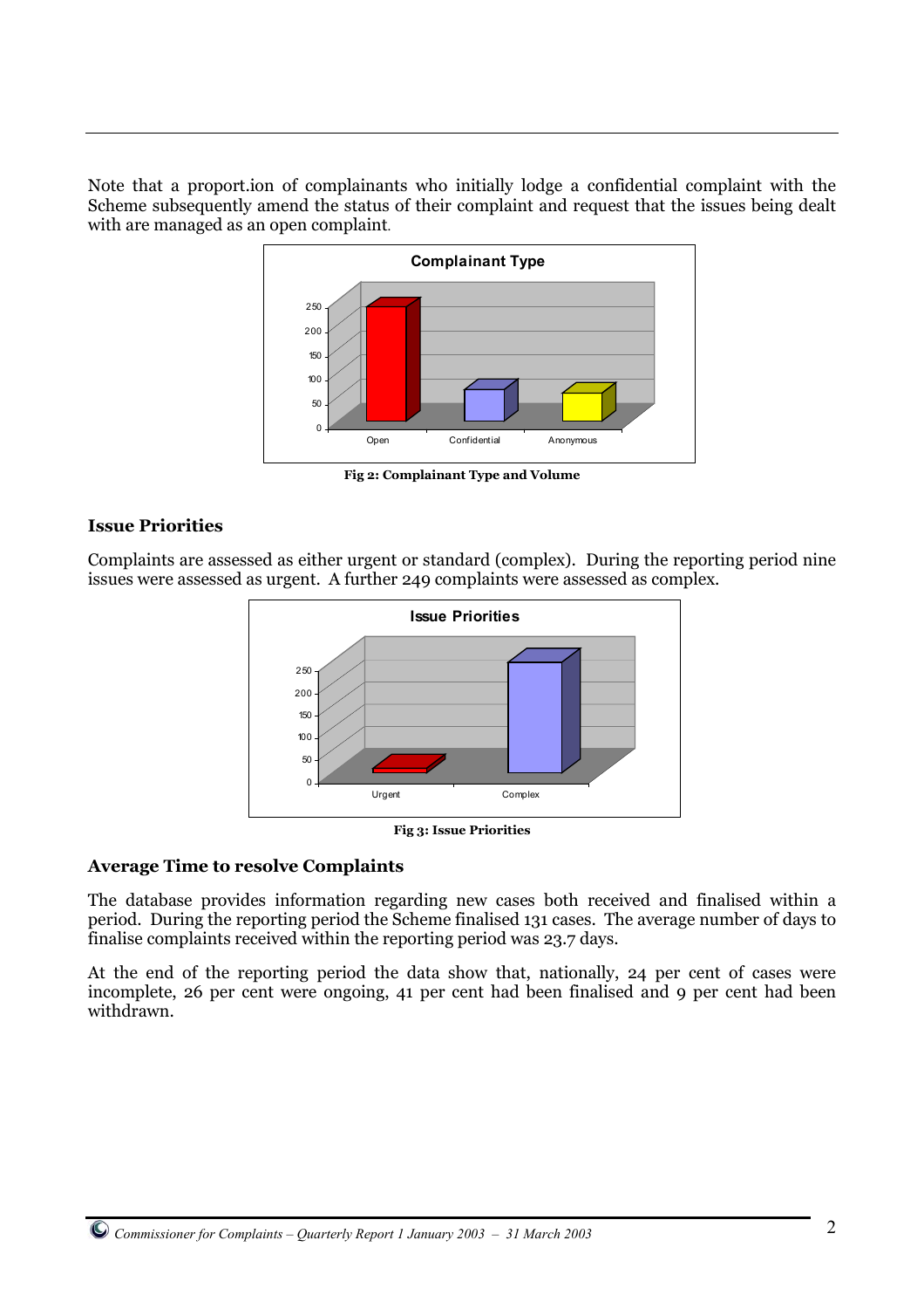Note that a proport.ion of complainants who initially lodge a confidential complaint with the Scheme subsequently amend the status of their complaint and request that the issues being dealt with are managed as an open complaint.

**Fig 2: Complainant Type and Volume**

### Issue Priorities

Complaints are assessed as either urgent or standard (complex). During the reporting period nine issues were assessed as urgent. A further 249 complaints were assessed as complex.

**Fig 3: Issue Priorities**

### Average Time to resolve Complaints

The database provides information regarding new cases both received and finalised within a period. During the reporting period the Scheme finalised 131 cases. The average number of days to finalise complaints received within the reporting period was 23.7 days.

At the end of the reporting period the data show that, nationally, 24 per cent of cases were incomplete, 26 per cent were ongoing, 41 per cent had been finalised and 9 per cent had been withdrawn.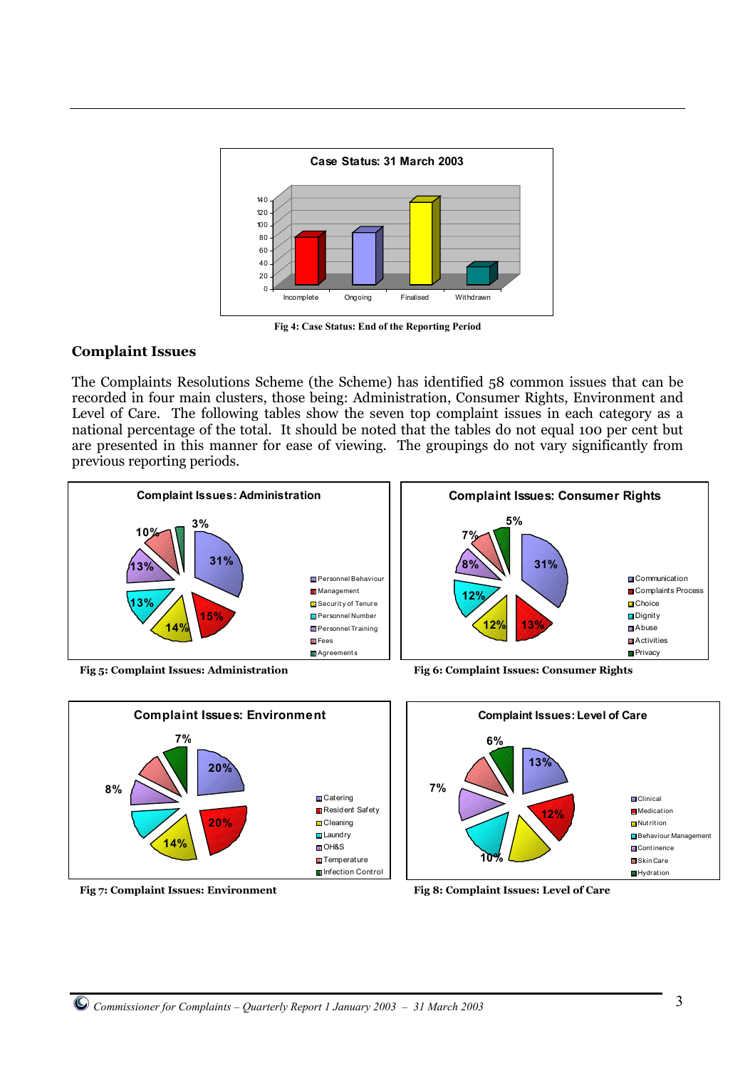Case Status: 31 March 2003

Fig 4: Case Status: End of the Reporting Period

## Complaint Issues

The Complaints Resolutions Scheme (the Scheme) has identified 58 common issues that can be recorded in four main clusters, those being: Administration, Consumer Rights, Environment and Level of Care. The following tables show the seven top complaint issues in each category as a national percentage of the total. It should be noted that the tables do not equal 100 per cent but are presented in this manner for ease of viewing. The groupings do not vary significantly from previous reporting periods.

Fig 5: Complaint Issues: Administration

Fig 6: Complaint Issues: Consumer Rights

Fig 7: Complaint Issues: Environment

Fig 8: Complaint Issues: Level of Care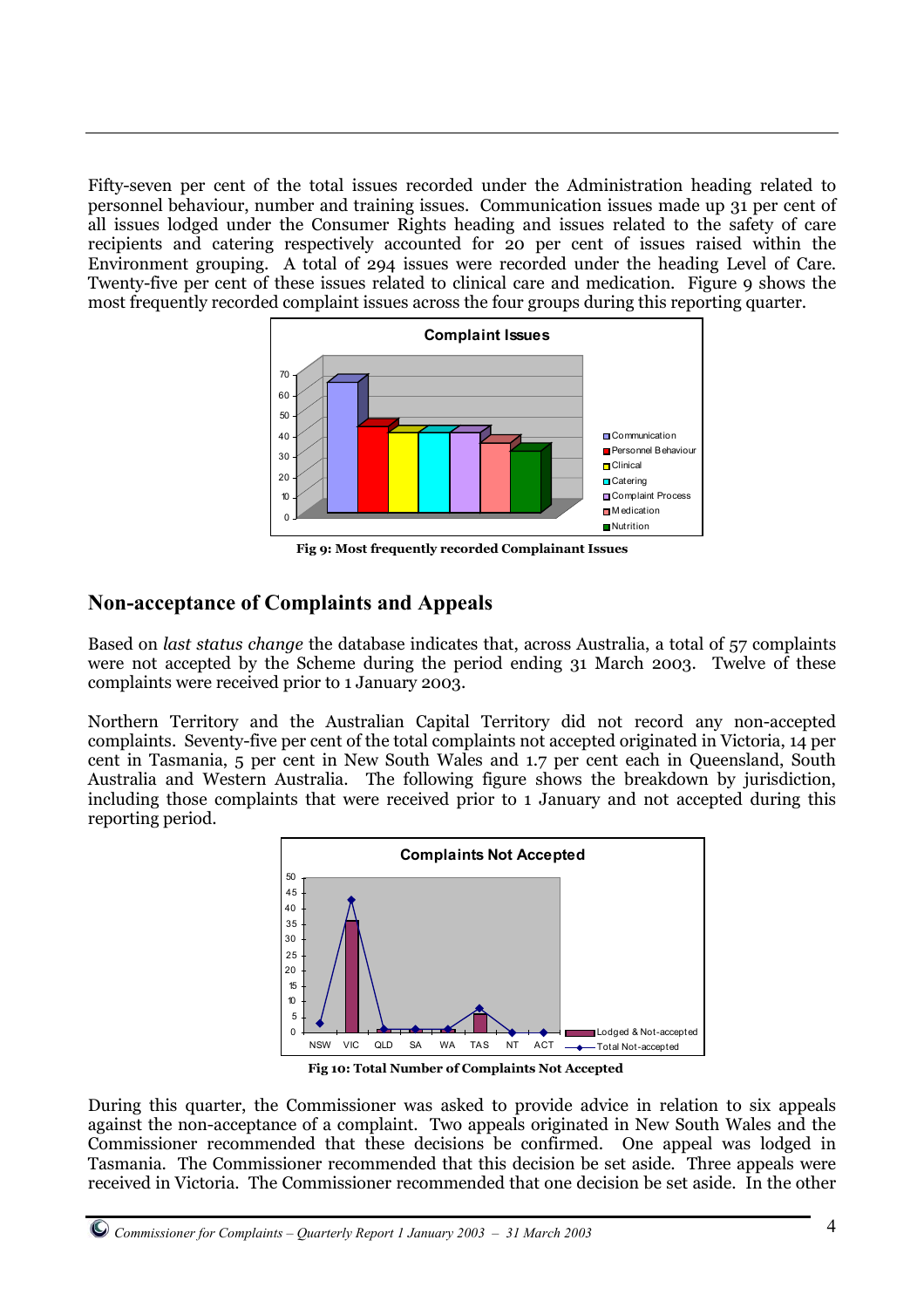Fifty-seven per cent of the total issues recorded under the Administration heading related to personnel behaviour, number and training issues. Communication issues made up 31 per cent of all issues lodged under the Consumer Rights heading and issues related to the safety of care recipients and catering respectively accounted for 20 per cent of issues raised within the Environment grouping. A total of 294 issues were recorded under the heading Level of Care. Twenty-five per cent of these issues related to clinical care and medication. Figure 9 shows the most frequently recorded complaint issues across the four groups during this reporting quarter.

**Fig 9: Most frequently recorded Complainant Issues**

## Non-acceptance of Complaints and Appeals

Based on *last status change* the database indicates that, across Australia, a total of 57 complaints were not accepted by the Scheme during the period ending 31 March 2003. Twelve of these complaints were received prior to 1 January 2003.

Northern Territory and the Australian Capital Territory did not record any non-accepted complaints. Seventy-five per cent of the total complaints not accepted originated in Victoria, 14 per cent in Tasmania, 5 per cent in New South Wales and 1.7 per cent each in Queensland, South Australia and Western Australia. The following figure shows the breakdown by jurisdiction, including those complaints that were received prior to 1 January and not accepted during this reporting period.

**Fig 10: Total Number of Complaints Not Accepted**

During this quarter, the Commissioner was asked to provide advice in relation to six appeals against the non-acceptance of a complaint. Two appeals originated in New South Wales and the Commissioner recommended that these decisions be confirmed. One appeal was lodged in Tasmania. The Commissioner recommended that this decision be set aside. Three appeals were received in Victoria. The Commissioner recommended that one decision be set aside. In the other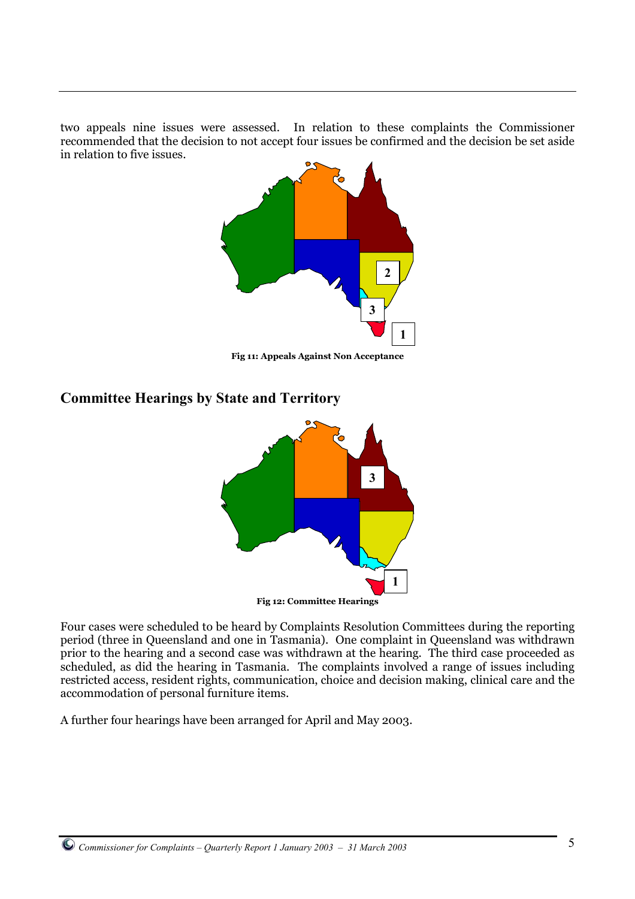two appeals nine issues were assessed. In relation to these complaints the Commissioner recommended that the decision to not accept four issues be confirmed and the decision be set aside in relation to five issues.

**Fig 11: Appeals Against Non Acceptance**

## Committee Hearings by State and Territory

**Fig 12: Committee Hearings**

Four cases were scheduled to be heard by Complaints Resolution Committees during the reporting period (three in Queensland and one in Tasmania). One complaint in Queensland was withdrawn prior to the hearing and a second case was withdrawn at the hearing. The third case proceeded as scheduled, as did the hearing in Tasmania. The complaints involved a range of issues including restricted access, resident rights, communication, choice and decision making, clinical care and the accommodation of personal furniture items.

A further four hearings have been arranged for April and May 2003.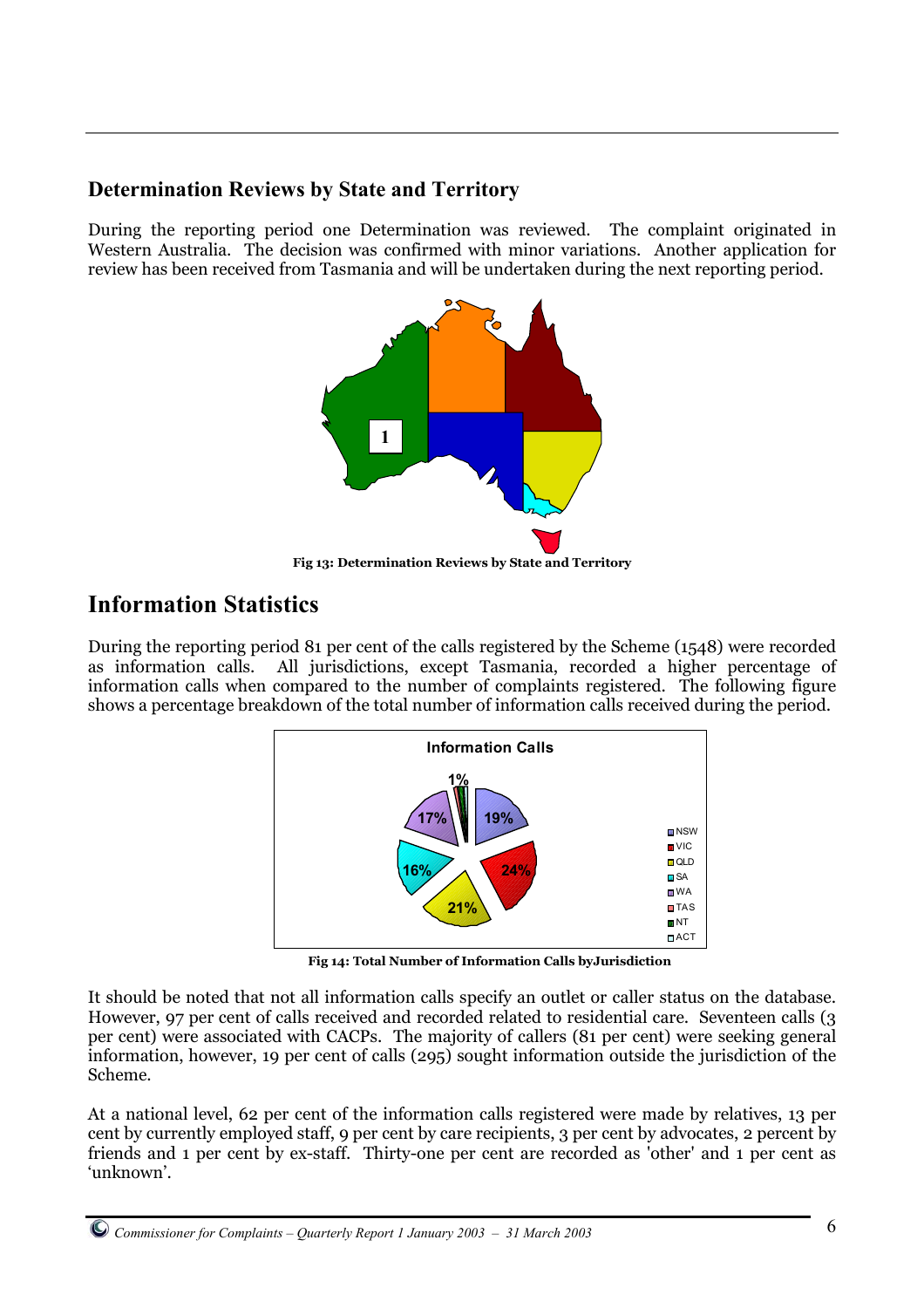### Determination Reviews by State and Territory

During the reporting period one Determination was reviewed. The complaint originated in Western Australia. The decision was confirmed with minor variations. Another application for review has been received from Tasmania and will be undertaken during the next reporting period.

**Fig 13: Determination Reviews by State and Territory**

## Information Statistics

During the reporting period 81 per cent of the calls registered by the Scheme (1548) were recorded as information calls. All jurisdictions, except Tasmania, recorded a higher percentage of information calls when compared to the number of complaints registered. The following figure shows a percentage breakdown of the total number of information calls received during the period.

**Fig 14: Total Number of Information Calls byJurisdiction**

It should be noted that not all information calls specify an outlet or caller status on the database. However, 97 per cent of calls received and recorded related to residential care. Seventeen calls (3 per cent) were associated with CACPs. The majority of callers (81 per cent) were seeking general information, however, 19 per cent of calls (295) sought information outside the jurisdiction of the Scheme.

At a national level, 62 per cent of the information calls registered were made by relatives, 13 per cent by currently employed staff, 9 per cent by care recipients, 3 per cent by advocates, 2 percent by friends and 1 per cent by ex-staff. Thirty-one per cent are recorded as 'other' and 1 per cent as 'unknown'.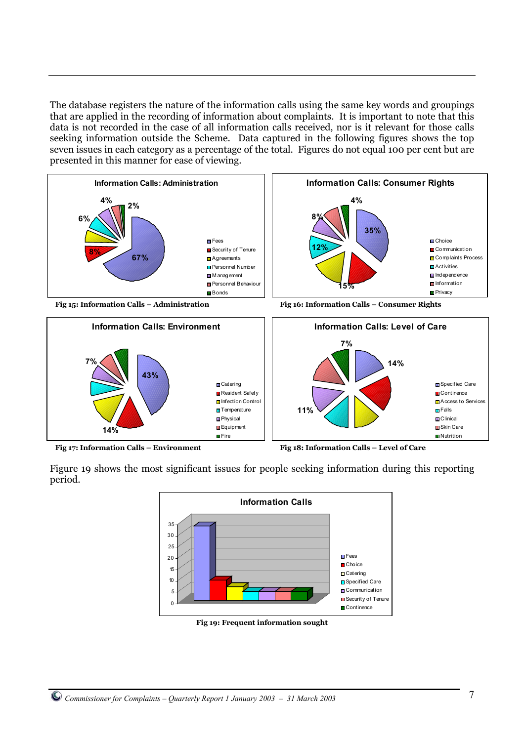The database registers the nature of the information calls using the same key words and groupings that are applied in the recording of information about complaints. It is important to note that this data is not recorded in the case of all information calls received, nor is it relevant for those calls seeking information outside the Scheme. Data captured in the following figures shows the top seven issues in each category as a percentage of the total. Figures do not equal 100 per cent but are presented in this manner for ease of viewing.

Information Calls: Administration

67%
8%
6%
4%
2%

Fees
Security of Tenure
Agreements
Personnel Number
Management
Personnel Behaviour
Bonds

**Fig 15: Information Calls – Administration**

Information Calls: Consumer Rights

35%
15%
12%
8%
4%

Choice
Communication
Complaints Process
Activities
Independence
Information
Privacy

**Fig 16: Information Calls – Consumer Rights**

Information Calls: Environment

43%
14%
7%

Catering
Resident Safety
Infection Control
Temperature
Physical
Equipment
Fire

**Fig 17: Information Calls – Environment**

Information Calls: Level of Care

14%
11%
7%

Specified Care
Continence
Access to Services
Falls
Clinical
Skin Care
Nutrition

**Fig 18: Information Calls – Level of Care**

Figure 19 shows the most significant issues for people seeking information during this reporting period.

Information Calls

35
30
25
20
15
10
5
0

Fees
Choice
Catering
Specified Care
Communication
Security of Tenure
Continence

**Fig 19: Frequent information sought**